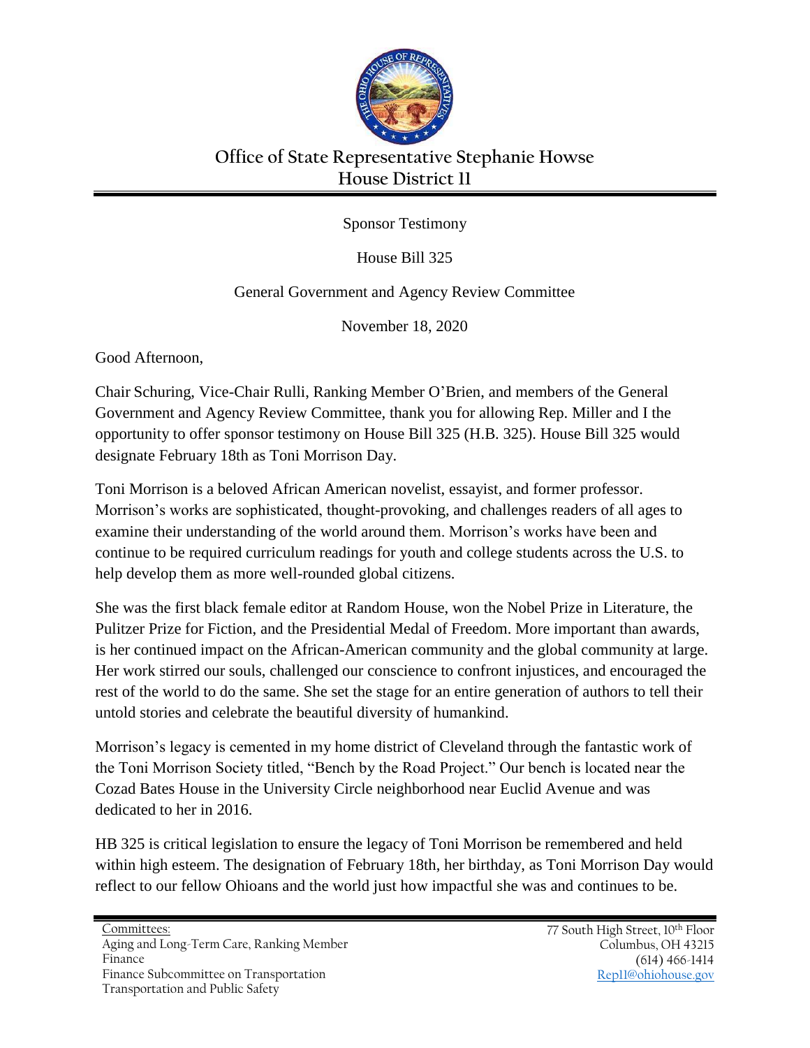# Office of State Representative Stephanie Howse
## House District 11

Sponsor Testimony

House Bill 325

General Government and Agency Review Committee

November 18, 2020

Good Afternoon,

Chair Schuring, Vice-Chair Rulli, Ranking Member O'Brien, and members of the General Government and Agency Review Committee, thank you for allowing Rep. Miller and I the opportunity to offer sponsor testimony on House Bill 325 (H.B. 325). House Bill 325 would designate February 18th as Toni Morrison Day.

Toni Morrison is a beloved African American novelist, essayist, and former professor. Morrison's works are sophisticated, thought-provoking, and challenges readers of all ages to examine their understanding of the world around them. Morrison's works have been and continue to be required curriculum readings for youth and college students across the U.S. to help develop them as more well-rounded global citizens.

She was the first black female editor at Random House, won the Nobel Prize in Literature, the Pulitzer Prize for Fiction, and the Presidential Medal of Freedom. More important than awards, is her continued impact on the African-American community and the global community at large. Her work stirred our souls, challenged our conscience to confront injustices, and encouraged the rest of the world to do the same. She set the stage for an entire generation of authors to tell their untold stories and celebrate the beautiful diversity of humankind.

Morrison's legacy is cemented in my home district of Cleveland through the fantastic work of the Toni Morrison Society titled, "Bench by the Road Project." Our bench is located near the Cozad Bates House in the University Circle neighborhood near Euclid Avenue and was dedicated to her in 2016.

HB 325 is critical legislation to ensure the legacy of Toni Morrison be remembered and held within high esteem. The designation of February 18th, her birthday, as Toni Morrison Day would reflect to our fellow Ohioans and the world just how impactful she was and continues to be.

Committees:
Aging and Long-Term Care, Ranking Member
Finance
Finance Subcommittee on Transportation
Transportation and Public Safety

77 South High Street, 10th Floor
Columbus, OH 43215
(614) 466-1414
Rep11@ohiohouse.gov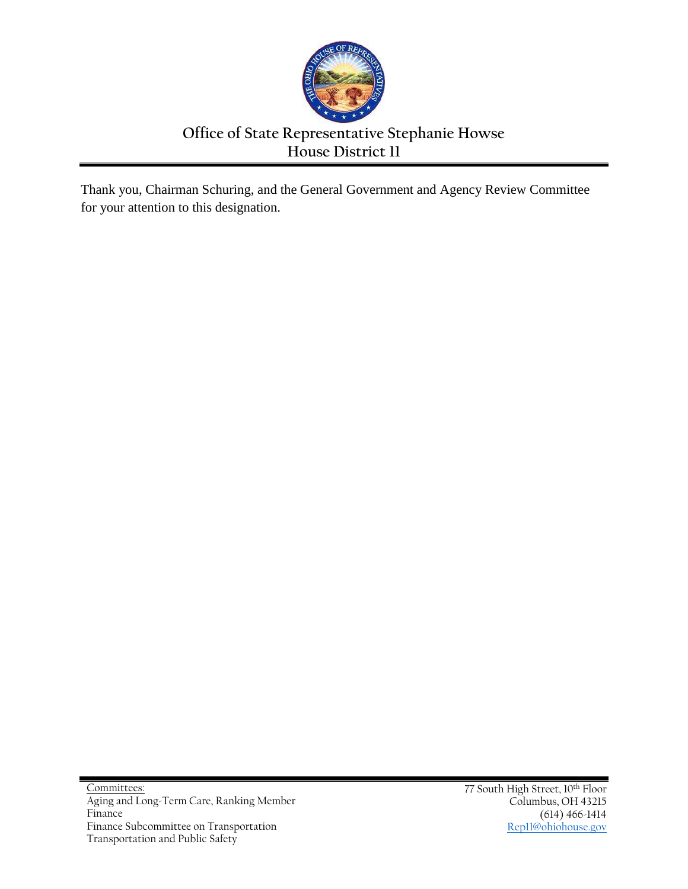Thank you, Chairman Schuring, and the General Government and Agency Review Committee for your attention to this designation.